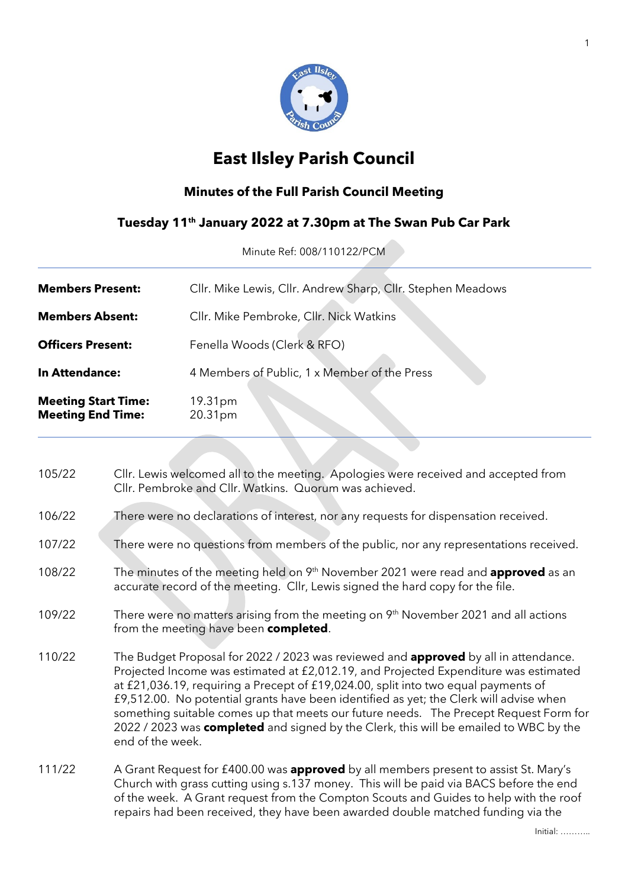# East Ilsley Parish Council

## Minutes of the Full Parish Council Meeting

### Tuesday 11th January 2022 at 7.30pm at The Swan Pub Car Park

Minute Ref: 008/110122/PCM

| | |
|---|---|
| **Members Present:** | Cllr. Mike Lewis, Cllr. Andrew Sharp, Cllr. Stephen Meadows |
| **Members Absent:** | Cllr. Mike Pembroke, Cllr. Nick Watkins |
| **Officers Present:** | Fenella Woods (Clerk & RFO) |
| **In Attendance:** | 4 Members of Public, 1 x Member of the Press |
| **Meeting Start Time:**<br>**Meeting End Time:** | 19.31pm<br>20.31pm |

105/22 Cllr. Lewis welcomed all to the meeting. Apologies were received and accepted from Cllr. Pembroke and Cllr. Watkins. Quorum was achieved.

106/22 There were no declarations of interest, nor any requests for dispensation received.

107/22 There were no questions from members of the public, nor any representations received.

108/22 The minutes of the meeting held on 9th November 2021 were read and **approved** as an accurate record of the meeting. Cllr, Lewis signed the hard copy for the file.

109/22 There were no matters arising from the meeting on 9th November 2021 and all actions from the meeting have been **completed**.

110/22 The Budget Proposal for 2022 / 2023 was reviewed and **approved** by all in attendance. Projected Income was estimated at £2,012.19, and Projected Expenditure was estimated at £21,036.19, requiring a Precept of £19,024.00, split into two equal payments of £9,512.00. No potential grants have been identified as yet; the Clerk will advise when something suitable comes up that meets our future needs. The Precept Request Form for 2022 / 2023 was **completed** and signed by the Clerk, this will be emailed to WBC by the end of the week.

111/22 A Grant Request for £400.00 was **approved** by all members present to assist St. Mary's Church with grass cutting using s.137 money. This will be paid via BACS before the end of the week. A Grant request from the Compton Scouts and Guides to help with the roof repairs had been received, they have been awarded double matched funding via the

Initial: ………..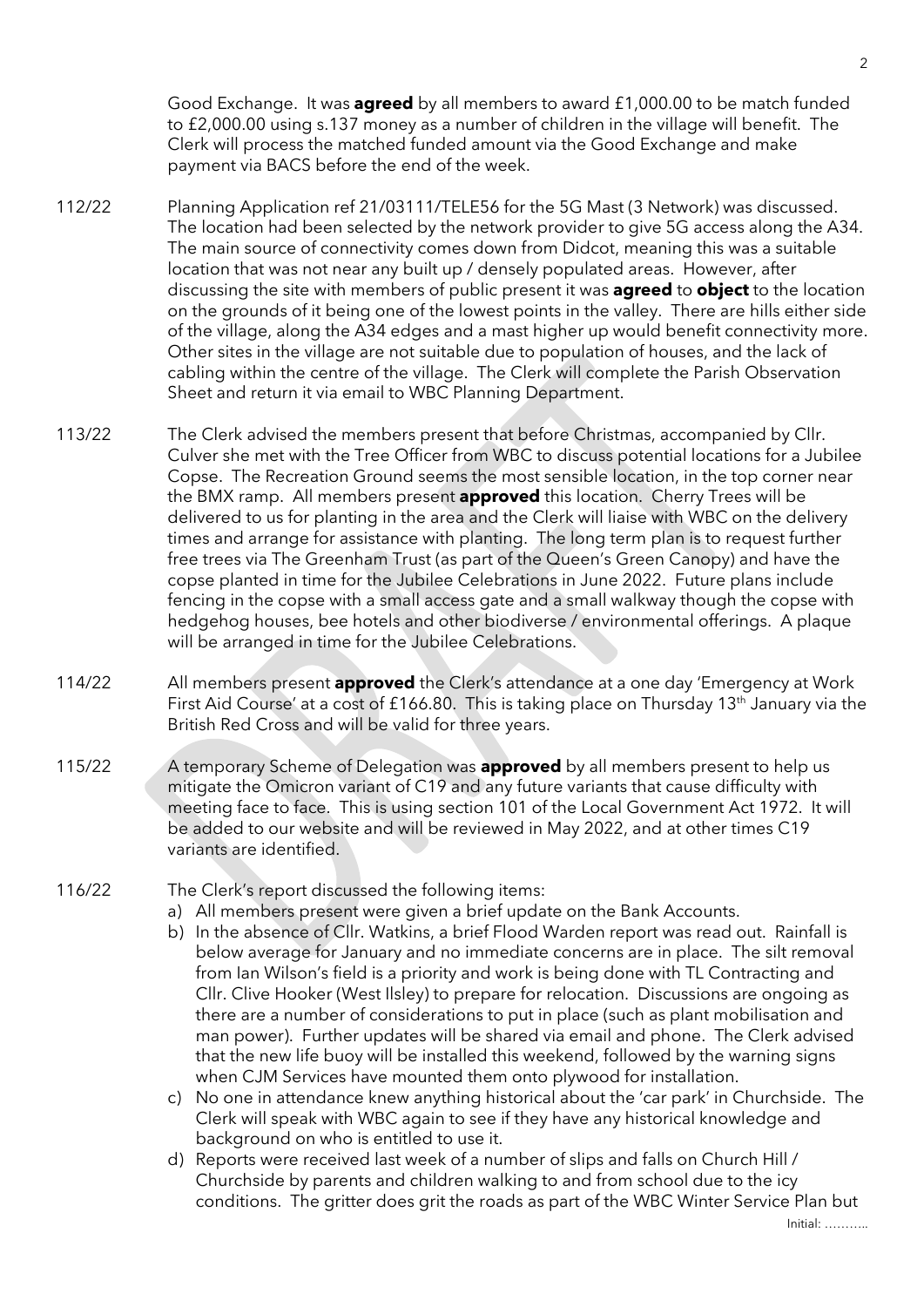Good Exchange. It was **agreed** by all members to award £1,000.00 to be match funded to £2,000.00 using s.137 money as a number of children in the village will benefit. The Clerk will process the matched funded amount via the Good Exchange and make payment via BACS before the end of the week.

112/22 Planning Application ref 21/03111/TELE56 for the 5G Mast (3 Network) was discussed. The location had been selected by the network provider to give 5G access along the A34. The main source of connectivity comes down from Didcot, meaning this was a suitable location that was not near any built up / densely populated areas. However, after discussing the site with members of public present it was **agreed** to **object** to the location on the grounds of it being one of the lowest points in the valley. There are hills either side of the village, along the A34 edges and a mast higher up would benefit connectivity more. Other sites in the village are not suitable due to population of houses, and the lack of cabling within the centre of the village. The Clerk will complete the Parish Observation Sheet and return it via email to WBC Planning Department.

113/22 The Clerk advised the members present that before Christmas, accompanied by Cllr. Culver she met with the Tree Officer from WBC to discuss potential locations for a Jubilee Copse. The Recreation Ground seems the most sensible location, in the top corner near the BMX ramp. All members present **approved** this location. Cherry Trees will be delivered to us for planting in the area and the Clerk will liaise with WBC on the delivery times and arrange for assistance with planting. The long term plan is to request further free trees via The Greenham Trust (as part of the Queen's Green Canopy) and have the copse planted in time for the Jubilee Celebrations in June 2022. Future plans include fencing in the copse with a small access gate and a small walkway though the copse with hedgehog houses, bee hotels and other biodiverse / environmental offerings. A plaque will be arranged in time for the Jubilee Celebrations.

114/22 All members present **approved** the Clerk's attendance at a one day 'Emergency at Work First Aid Course' at a cost of £166.80. This is taking place on Thursday 13th January via the British Red Cross and will be valid for three years.

115/22 A temporary Scheme of Delegation was **approved** by all members present to help us mitigate the Omicron variant of C19 and any future variants that cause difficulty with meeting face to face. This is using section 101 of the Local Government Act 1972. It will be added to our website and will be reviewed in May 2022, and at other times C19 variants are identified.

116/22 The Clerk's report discussed the following items:

a) All members present were given a brief update on the Bank Accounts.
b) In the absence of Cllr. Watkins, a brief Flood Warden report was read out. Rainfall is below average for January and no immediate concerns are in place. The silt removal from Ian Wilson's field is a priority and work is being done with TL Contracting and Cllr. Clive Hooker (West Ilsley) to prepare for relocation. Discussions are ongoing as there are a number of considerations to put in place (such as plant mobilisation and man power). Further updates will be shared via email and phone. The Clerk advised that the new life buoy will be installed this weekend, followed by the warning signs when CJM Services have mounted them onto plywood for installation.
c) No one in attendance knew anything historical about the 'car park' in Churchside. The Clerk will speak with WBC again to see if they have any historical knowledge and background on who is entitled to use it.
d) Reports were received last week of a number of slips and falls on Church Hill / Churchside by parents and children walking to and from school due to the icy conditions. The gritter does grit the roads as part of the WBC Winter Service Plan but

Initial: ………..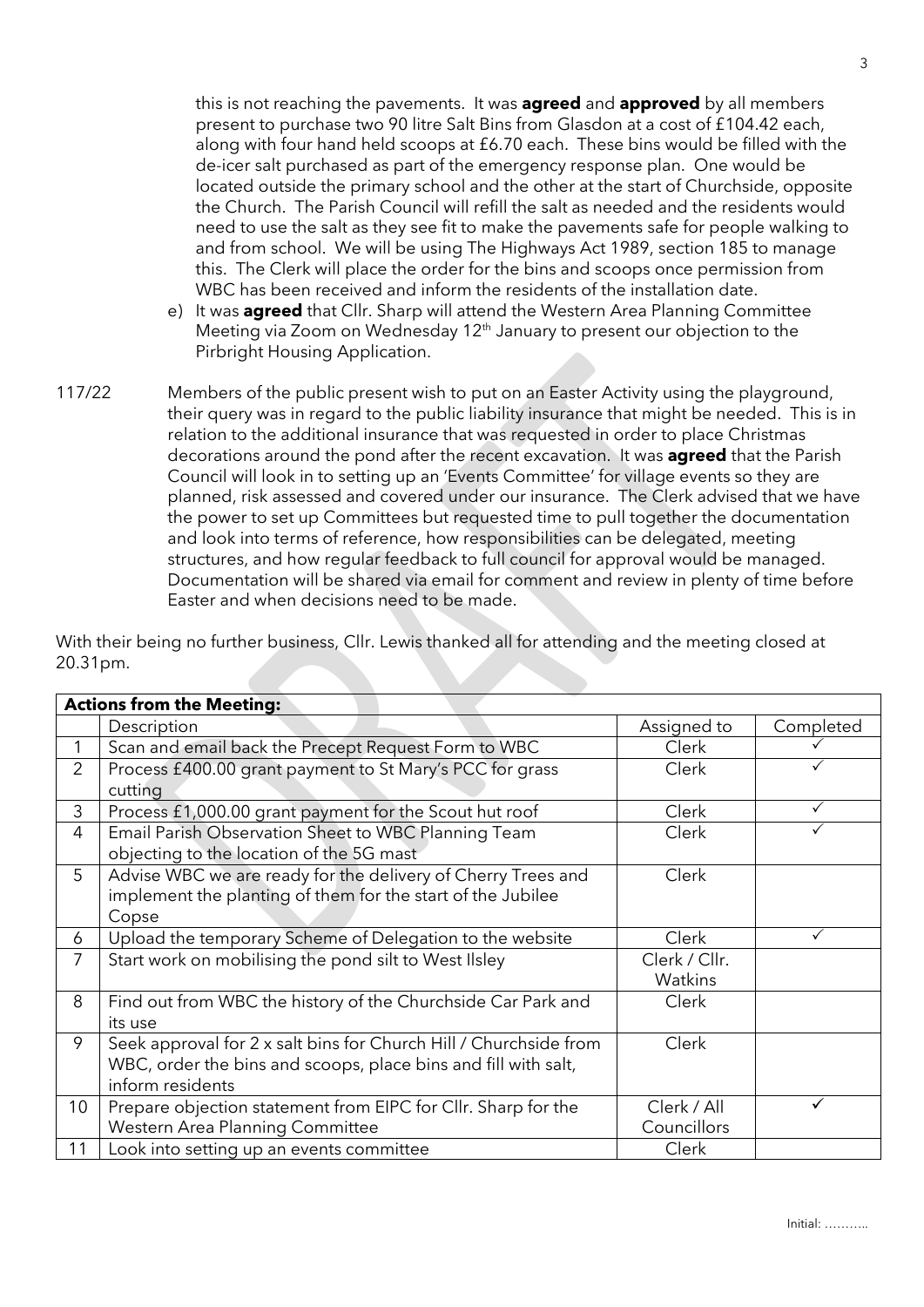this is not reaching the pavements. It was **agreed** and **approved** by all members present to purchase two 90 litre Salt Bins from Glasdon at a cost of £104.42 each, along with four hand held scoops at £6.70 each. These bins would be filled with the de-icer salt purchased as part of the emergency response plan. One would be located outside the primary school and the other at the start of Churchside, opposite the Church. The Parish Council will refill the salt as needed and the residents would need to use the salt as they see fit to make the pavements safe for people walking to and from school. We will be using The Highways Act 1989, section 185 to manage this. The Clerk will place the order for the bins and scoops once permission from WBC has been received and inform the residents of the installation date.

e) It was **agreed** that Cllr. Sharp will attend the Western Area Planning Committee Meeting via Zoom on Wednesday 12th January to present our objection to the Pirbright Housing Application.

117/22 Members of the public present wish to put on an Easter Activity using the playground, their query was in regard to the public liability insurance that might be needed. This is in relation to the additional insurance that was requested in order to place Christmas decorations around the pond after the recent excavation. It was **agreed** that the Parish Council will look in to setting up an 'Events Committee' for village events so they are planned, risk assessed and covered under our insurance. The Clerk advised that we have the power to set up Committees but requested time to pull together the documentation and look into terms of reference, how responsibilities can be delegated, meeting structures, and how regular feedback to full council for approval would be managed. Documentation will be shared via email for comment and review in plenty of time before Easter and when decisions need to be made.

With their being no further business, Cllr. Lewis thanked all for attending and the meeting closed at 20.31pm.

| **Actions from the Meeting:** | | | |
|---|---|---|---|
| | Description | Assigned to | Completed |
| 1 | Scan and email back the Precept Request Form to WBC | Clerk | ✓ |
| 2 | Process £400.00 grant payment to St Mary's PCC for grass cutting | Clerk | ✓ |
| 3 | Process £1,000.00 grant payment for the Scout hut roof | Clerk | ✓ |
| 4 | Email Parish Observation Sheet to WBC Planning Team objecting to the location of the 5G mast | Clerk | ✓ |
| 5 | Advise WBC we are ready for the delivery of Cherry Trees and implement the planting of them for the start of the Jubilee Copse | Clerk | |
| 6 | Upload the temporary Scheme of Delegation to the website | Clerk | ✓ |
| 7 | Start work on mobilising the pond silt to West Ilsley | Clerk / Cllr. Watkins | |
| 8 | Find out from WBC the history of the Churchside Car Park and its use | Clerk | |
| 9 | Seek approval for 2 x salt bins for Church Hill / Churchside from WBC, order the bins and scoops, place bins and fill with salt, inform residents | Clerk | |
| 10 | Prepare objection statement from EIPC for Cllr. Sharp for the Western Area Planning Committee | Clerk / All Councillors | ✓ |
| 11 | Look into setting up an events committee | Clerk | |

Initial: ………..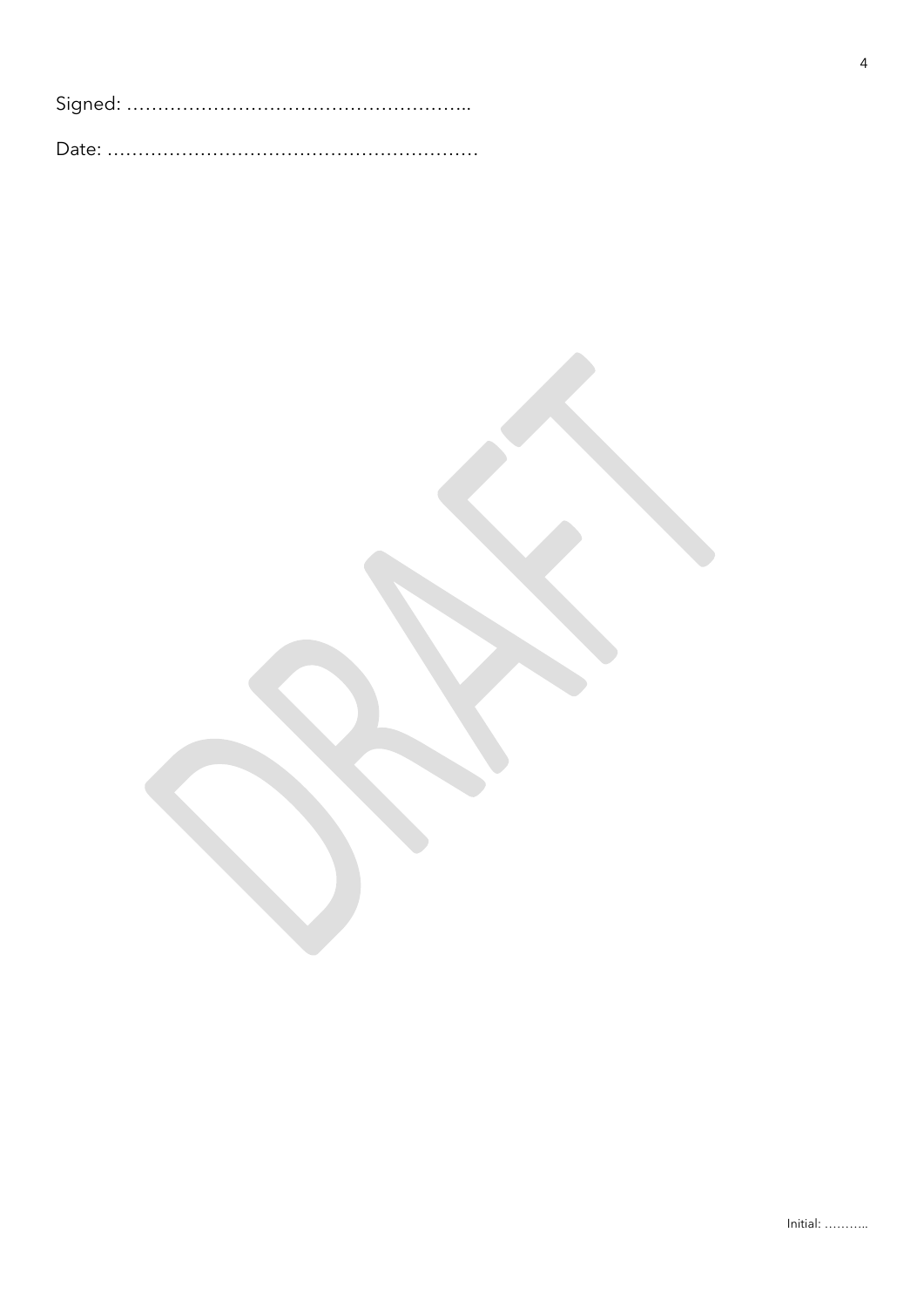Signed: ………………………………………………..

Date: ……………………………………………………

Initial: ………..